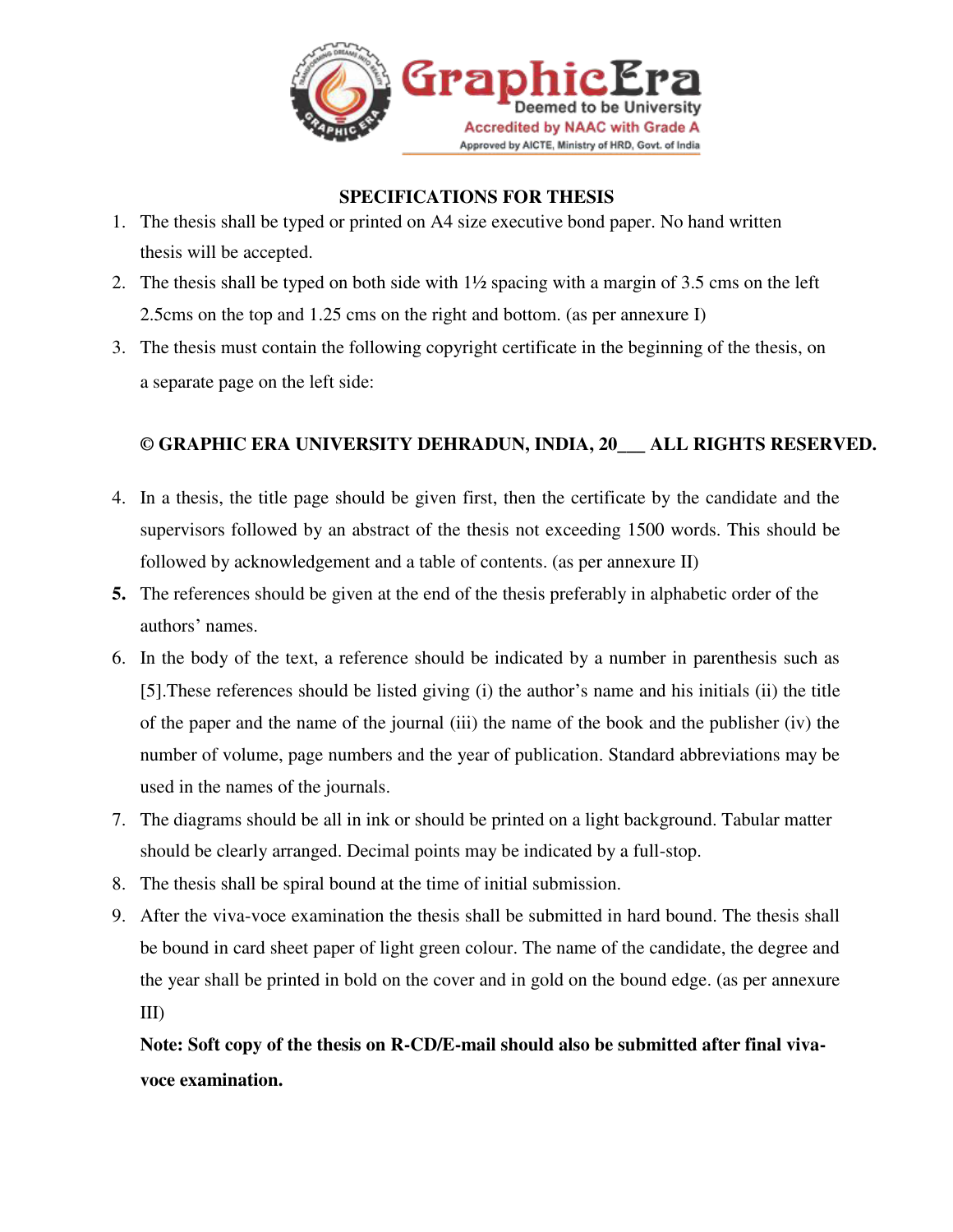GraphicEra
Deemed to be University
Accredited by NAAC with Grade A
Approved by AICTE, Ministry of HRD, Govt. of India

## SPECIFICATIONS FOR THESIS

1. The thesis shall be typed or printed on A4 size executive bond paper. No hand written thesis will be accepted.
2. The thesis shall be typed on both side with 1½ spacing with a margin of 3.5 cms on the left 2.5cms on the top and 1.25 cms on the right and bottom. (as per annexure I)
3. The thesis must contain the following copyright certificate in the beginning of the thesis, on a separate page on the left side:

**© GRAPHIC ERA UNIVERSITY DEHRADUN, INDIA, 20___ ALL RIGHTS RESERVED.**

4. In a thesis, the title page should be given first, then the certificate by the candidate and the supervisors followed by an abstract of the thesis not exceeding 1500 words. This should be followed by acknowledgement and a table of contents. (as per annexure II)
5. The references should be given at the end of the thesis preferably in alphabetic order of the authors' names.
6. In the body of the text, a reference should be indicated by a number in parenthesis such as [5].These references should be listed giving (i) the author's name and his initials (ii) the title of the paper and the name of the journal (iii) the name of the book and the publisher (iv) the number of volume, page numbers and the year of publication. Standard abbreviations may be used in the names of the journals.
7. The diagrams should be all in ink or should be printed on a light background. Tabular matter should be clearly arranged. Decimal points may be indicated by a full-stop.
8. The thesis shall be spiral bound at the time of initial submission.
9. After the viva-voce examination the thesis shall be submitted in hard bound. The thesis shall be bound in card sheet paper of light green colour. The name of the candidate, the degree and the year shall be printed in bold on the cover and in gold on the bound edge. (as per annexure III)

   **Note: Soft copy of the thesis on R-CD/E-mail should also be submitted after final viva-voce examination.**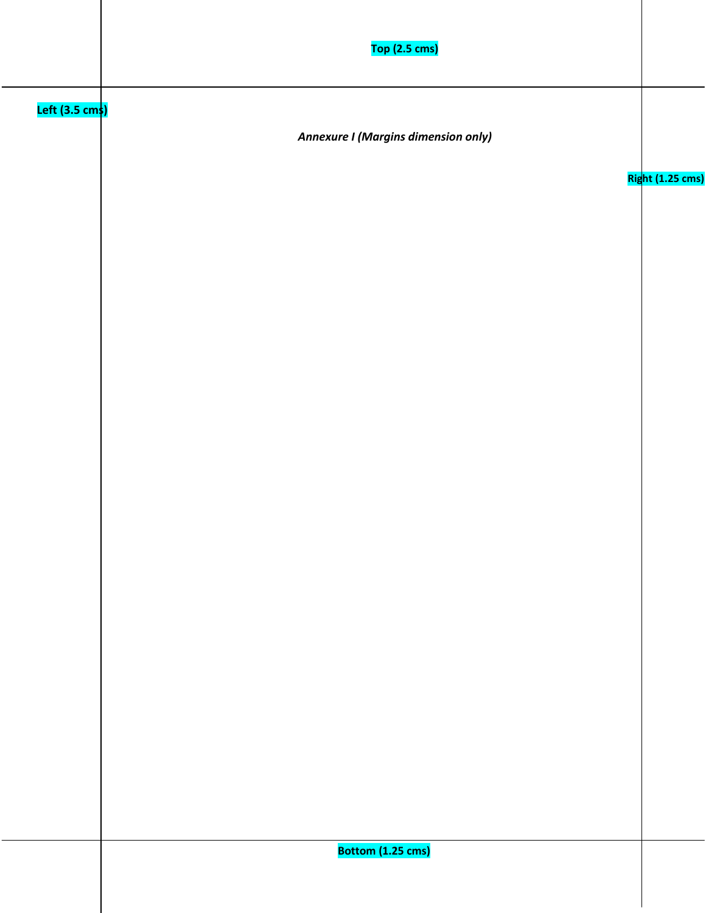Top (2.5 cms)

Left (3.5 cms)

*Annexure I (Margins dimension only)*

Right (1.25 cms)

Bottom (1.25 cms)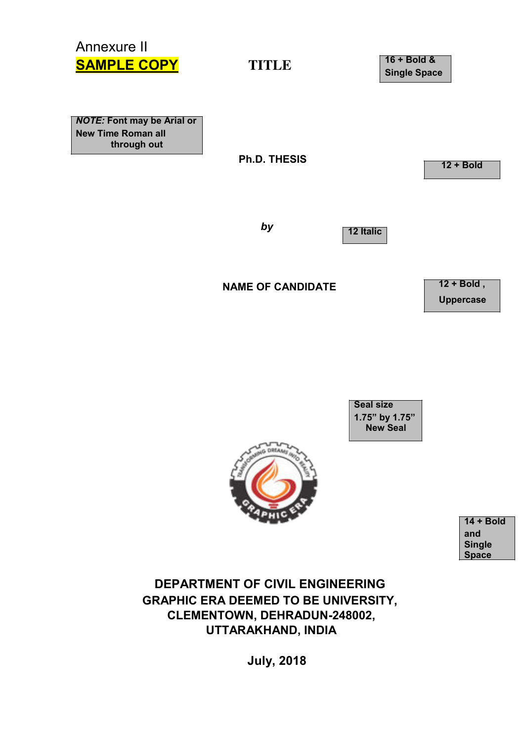Annexure II

**SAMPLE COPY**

# TITLE

16 + Bold & Single Space

***NOTE:*** **Font may be Arial or New Time Roman all through out**

**Ph.D. THESIS**

12 + Bold

***by***

12 Italic

**NAME OF CANDIDATE**

12 + Bold , Uppercase

Seal size 1.75" by 1.75" New Seal

14 + Bold and Single Space

**DEPARTMENT OF CIVIL ENGINEERING**
**GRAPHIC ERA DEEMED TO BE UNIVERSITY,**
**CLEMENTOWN, DEHRADUN-248002,**
**UTTARAKHAND, INDIA**

**July, 2018**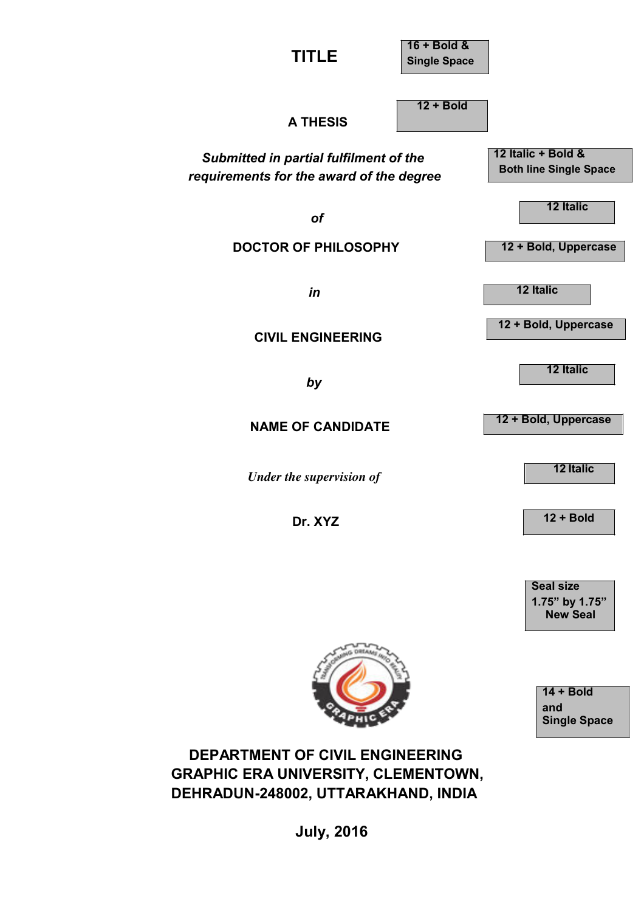# TITLE

16 + Bold & Single Space

**A THESIS**

12 + Bold

***Submitted in partial fulfilment of the requirements for the award of the degree***

12 Italic + Bold & Both line Single Space

***of***

12 Italic

**DOCTOR OF PHILOSOPHY**

12 + Bold, Uppercase

***in***

12 Italic

**CIVIL ENGINEERING**

12 + Bold, Uppercase

***by***

12 Italic

**NAME OF CANDIDATE**

12 + Bold, Uppercase

*Under the supervision of*

12 Italic

**Dr. XYZ**

12 + Bold

Seal size 1.75" by 1.75" New Seal

14 + Bold and Single Space

**DEPARTMENT OF CIVIL ENGINEERING**
**GRAPHIC ERA UNIVERSITY, CLEMENTOWN,**
**DEHRADUN-248002, UTTARAKHAND, INDIA**

**July, 2016**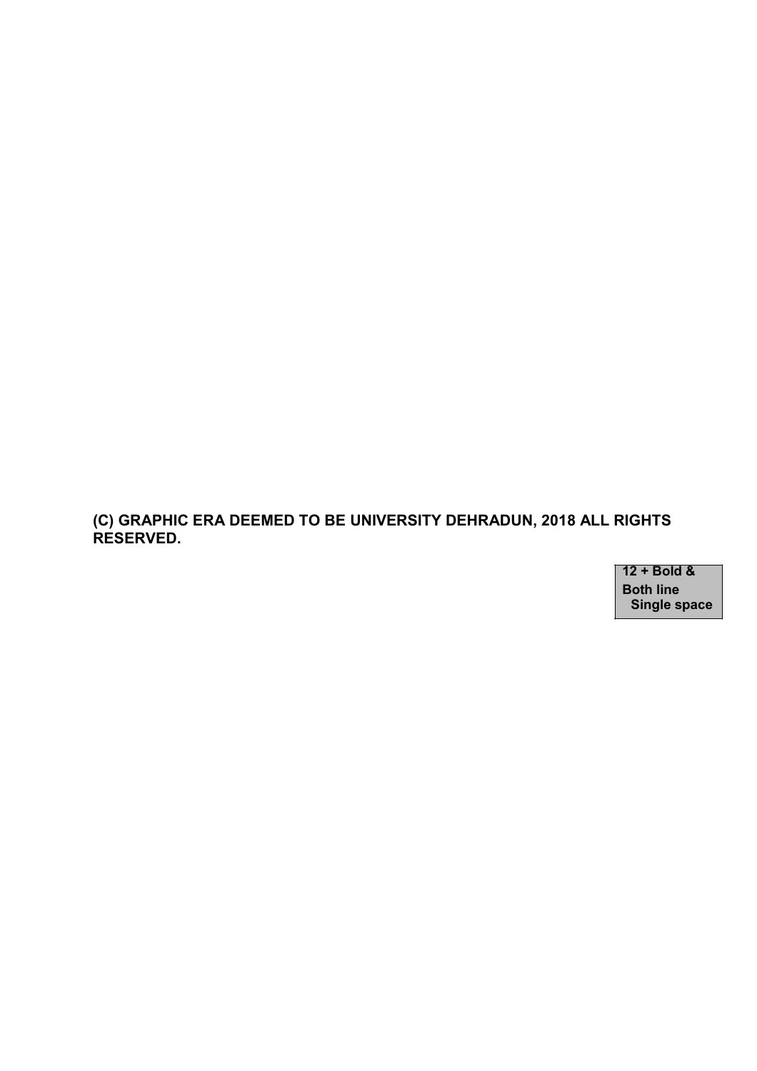**(C) GRAPHIC ERA DEEMED TO BE UNIVERSITY DEHRADUN, 2018 ALL RIGHTS RESERVED.**

**12 + Bold & Both line Single space**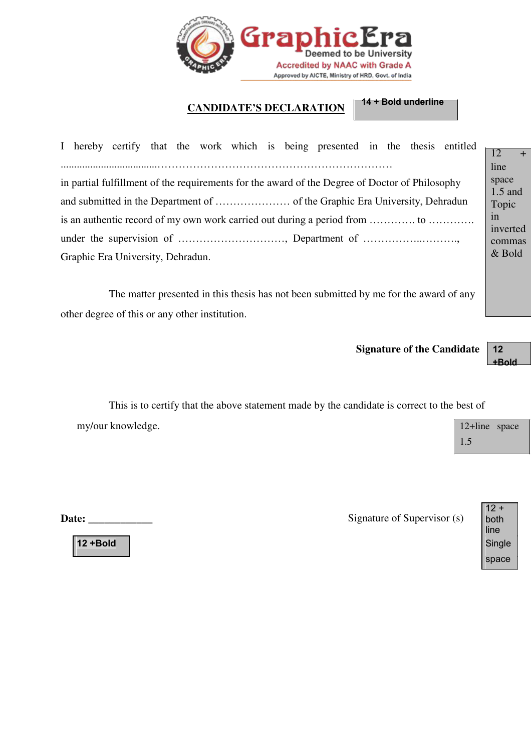GraphicEra
Deemed to be University
Accredited by NAAC with Grade A
Approved by AICTE, Ministry of HRD, Govt. of India

## CANDIDATE'S DECLARATION

14 + Bold underline

I hereby certify that the work which is being presented in the thesis entitled ..................................………………………………………………………… in partial fulfillment of the requirements for the award of the Degree of Doctor of Philosophy and submitted in the Department of ………………… of the Graphic Era University, Dehradun is an authentic record of my own work carried out during a period from …………. to …………. under the supervision of …………………………, Department of ……………..………., Graphic Era University, Dehradun.

12 + line space 1.5 and Topic in inverted commas & Bold

The matter presented in this thesis has not been submitted by me for the award of any other degree of this or any other institution.

**Signature of the Candidate**

12 +Bold

This is to certify that the above statement made by the candidate is correct to the best of my/our knowledge.

12+line space 1.5

**Date:** ____________

12 +Bold

Signature of Supervisor (s)

12 + both line Single space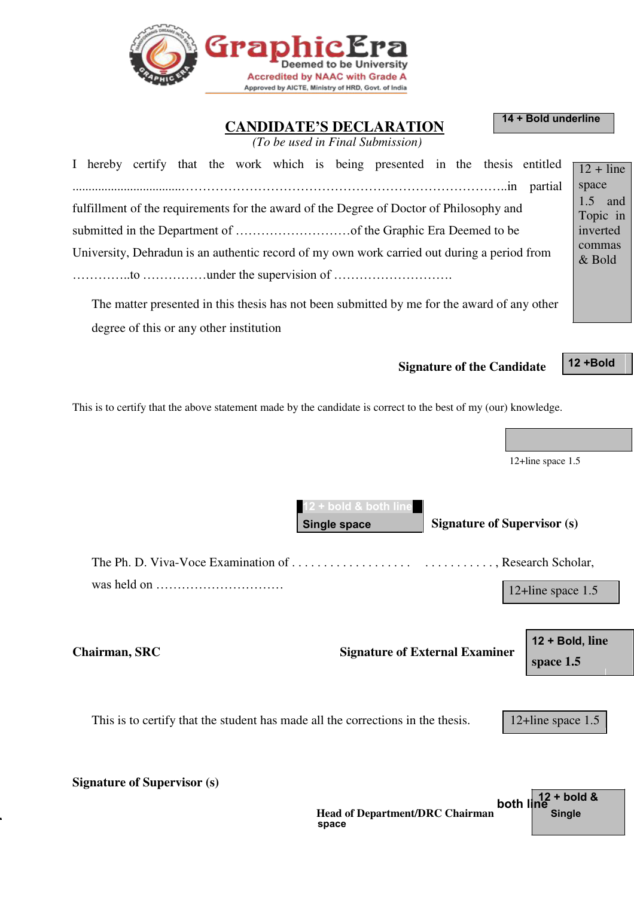GraphicEra
Deemed to be University
Accredited by NAAC with Grade A
Approved by AICTE, Ministry of HRD, Govt. of India

# CANDIDATE'S DECLARATION

14 + Bold underline

*(To be used in Final Submission)*

I hereby certify that the work which is being presented in the thesis entitled ....................................……………………………………………………………………..in partial fulfillment of the requirements for the award of the Degree of Doctor of Philosophy and submitted in the Department of ………………………of the Graphic Era Deemed to be University, Dehradun is an authentic record of my own work carried out during a period from …………..to ……………under the supervision of ……………………….

12 + line space 1.5 and Topic in inverted commas & Bold

The matter presented in this thesis has not been submitted by me for the award of any other degree of this or any other institution

**Signature of the Candidate**

12 +Bold

This is to certify that the above statement made by the candidate is correct to the best of my (our) knowledge.

12+line space 1.5

12 + bold & both line Single space

**Signature of Supervisor (s)**

The Ph. D. Viva-Voce Examination of . . . . . . . . . . . . . . . . . . .  . . . . . . . . . . . . , Research Scholar, was held on …………………………

12+line space 1.5

**Chairman, SRC**

**Signature of External Examiner**

12 + Bold, line space 1.5

This is to certify that the student has made all the corrections in the thesis.

12+line space 1.5

**Signature of Supervisor (s)**

**Head of Department/DRC Chairman**

12 + bold & both line Single space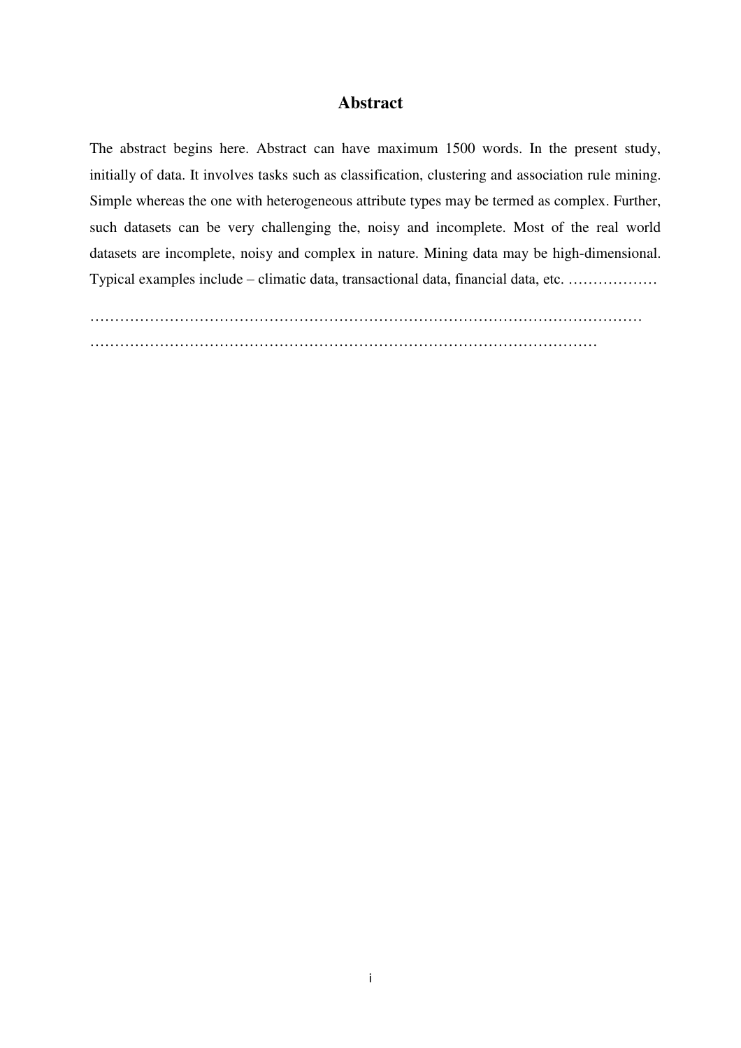# Abstract

The abstract begins here. Abstract can have maximum 1500 words. In the present study, initially of data. It involves tasks such as classification, clustering and association rule mining. Simple whereas the one with heterogeneous attribute types may be termed as complex. Further, such datasets can be very challenging the, noisy and incomplete. Most of the real world datasets are incomplete, noisy and complex in nature. Mining data may be high-dimensional. Typical examples include – climatic data, transactional data, financial data, etc. ………………

…………………………………………………………………………………………………
………………………………………………………………………………………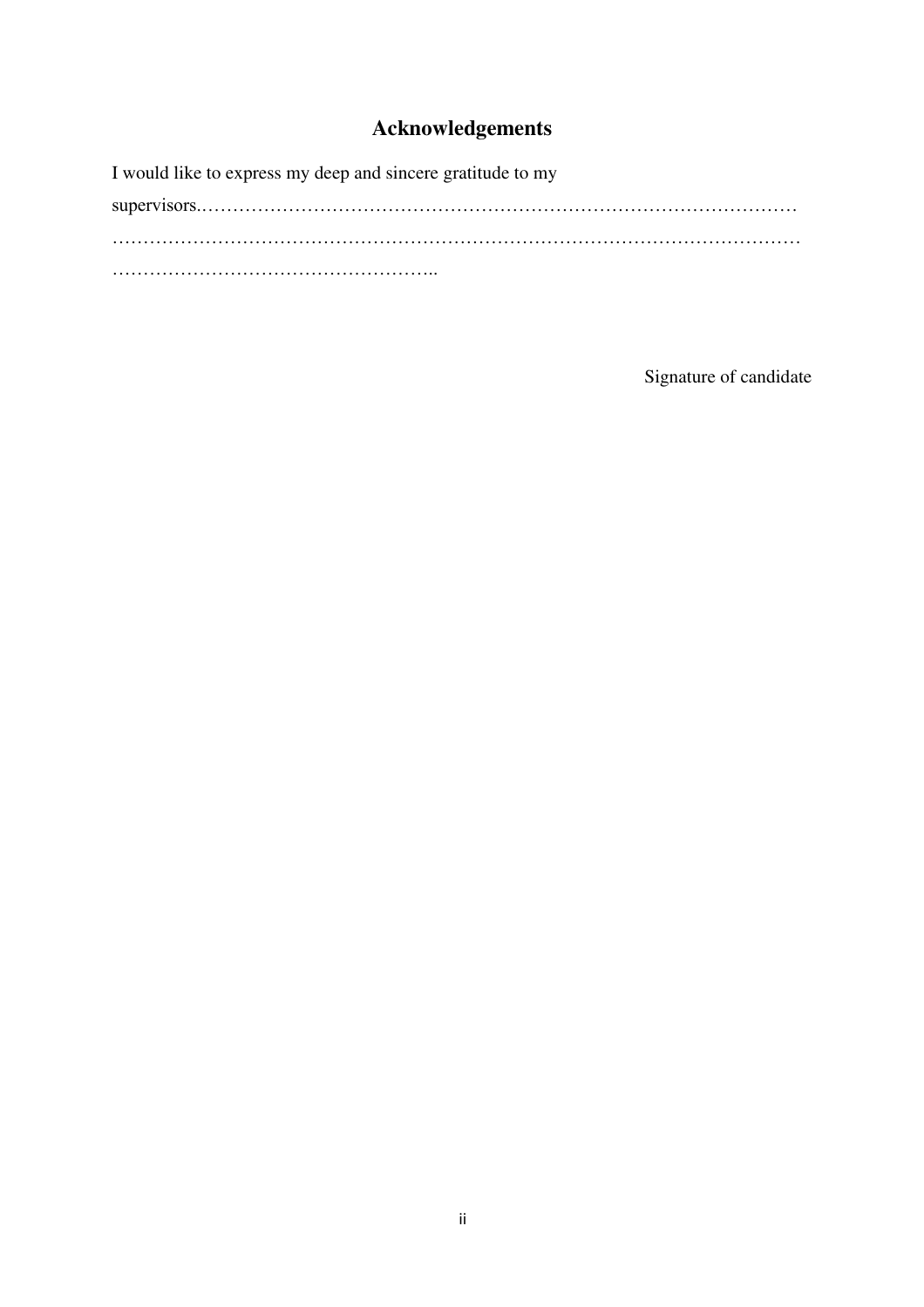# Acknowledgements

I would like to express my deep and sincere gratitude to my supervisors.………………………………………………………………………………………
…………………………………………………………………………………………………
……………………………………………..

Signature of candidate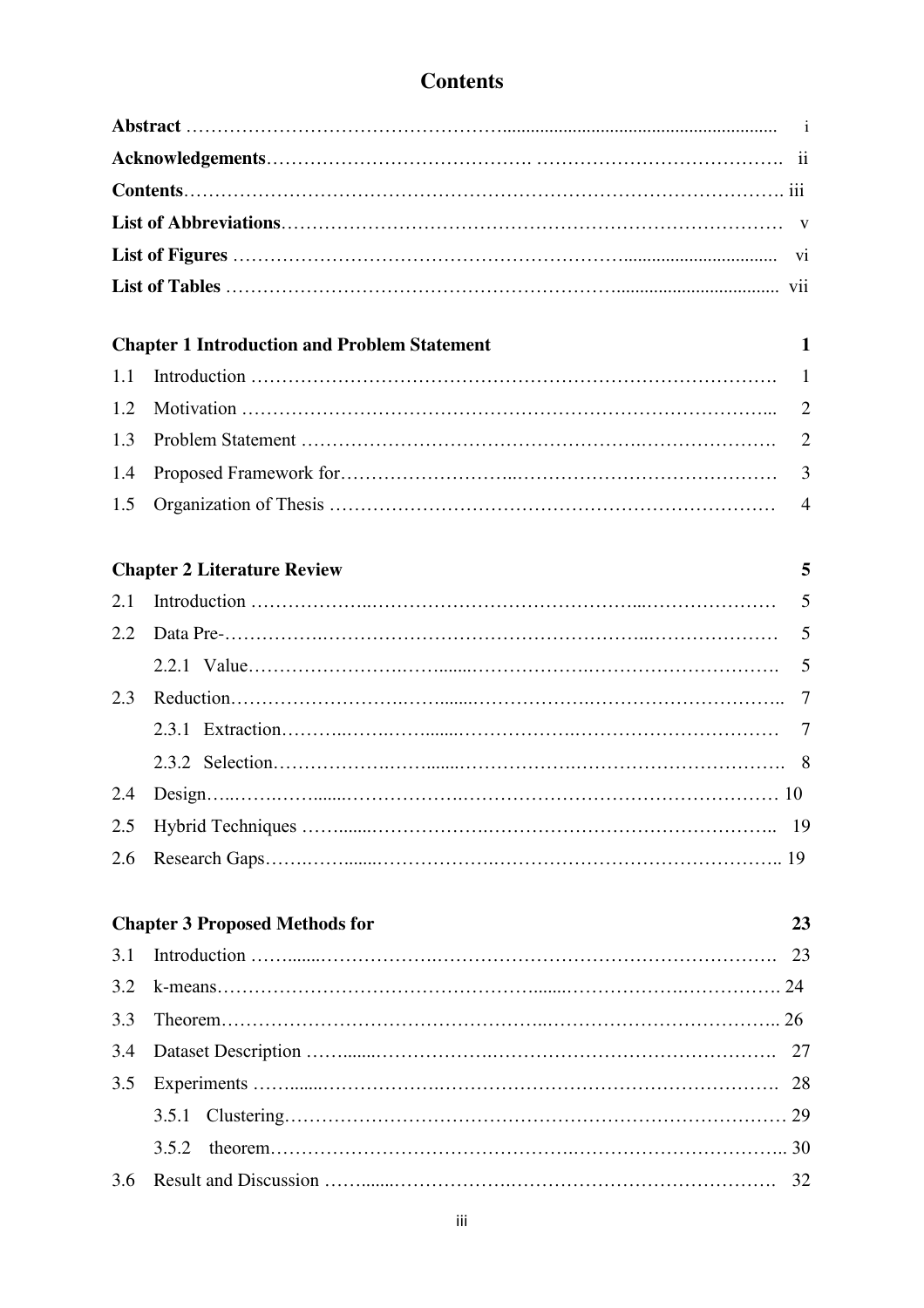# Contents

**Abstract** ........................................................................................................ i
**Acknowledgements**.............................................................................................. ii
**Contents**............................................................................................................. iii
**List of Abbreviations**.......................................................................................... v
**List of Figures** .................................................................................................. vi
**List of Tables** .................................................................................................. vii

**Chapter 1 Introduction and Problem Statement** **1**

1.1 Introduction ............................................................................................ 1
1.2 Motivation ............................................................................................. 2
1.3 Problem Statement .................................................................................. 2
1.4 Proposed Framework for.......................................................................... 3
1.5 Organization of Thesis ............................................................................ 4

**Chapter 2 Literature Review** **5**

2.1 Introduction ............................................................................................ 5
2.2 Data Pre-................................................................................................ 5
    2.2.1 Value.............................................................................................. 5
2.3 Reduction............................................................................................... 7
    2.3.1 Extraction......................................................................................... 7
    2.3.2 Selection........................................................................................... 8
2.4 Design.................................................................................................... 10
2.5 Hybrid Techniques .................................................................................. 19
2.6 Research Gaps......................................................................................... 19

**Chapter 3 Proposed Methods for** **23**

3.1 Introduction ............................................................................................ 23
3.2 k-means.................................................................................................. 24
3.3 Theorem.................................................................................................. 26
3.4 Dataset Description .................................................................................. 27
3.5 Experiments ............................................................................................ 28
    3.5.1 Clustering......................................................................................... 29
    3.5.2 theorem............................................................................................ 30
3.6 Result and Discussion ............................................................................... 32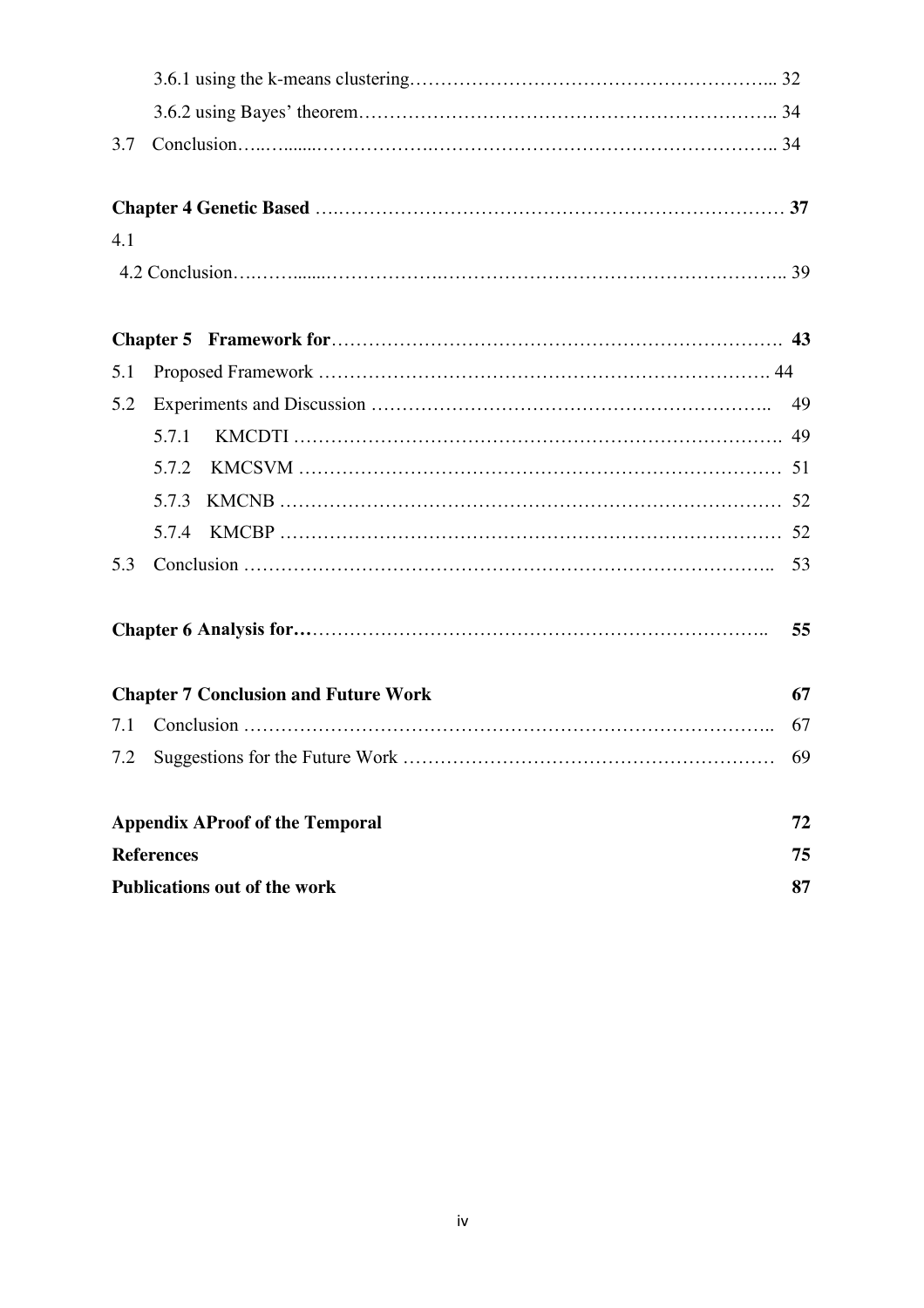3.6.1 using the k-means clustering……………………………………………………... 32

3.6.2 using Bayes' theorem………………………………………………………….. 34

3.7 Conclusion…..….......…………….………………………………………………….. 34

**Chapter 4 Genetic Based** ….………………………………………………………… **37**

4.1

4.2 Conclusion….……......……………….………………………………………………….. 39

**Chapter 5 Framework for**……………………………………………………………. **43**

5.1 Proposed Framework ……………………………………………………………. 44

5.2 Experiments and Discussion …………………………………………………….. 49

5.7.1 KMCDTI ………………………………………………………………….. 49

5.7.2 KMCSVM ………………………………………………………………… 51

5.7.3 KMCNB …………………………………………………………………… 52

5.7.4 KMCBP …………………………………………………………………… 52

5.3 Conclusion ………………………….…………………………………………….. 53

**Chapter 6 Analysis for…**…………………………………………………………….. **55**

**Chapter 7 Conclusion and Future Work** **67**

7.1 Conclusion ……………………………………………………………………….. 67

7.2 Suggestions for the Future Work ………………………………………………… 69

**Appendix AProof of the Temporal** **72**

**References** **75**

**Publications out of the work** **87**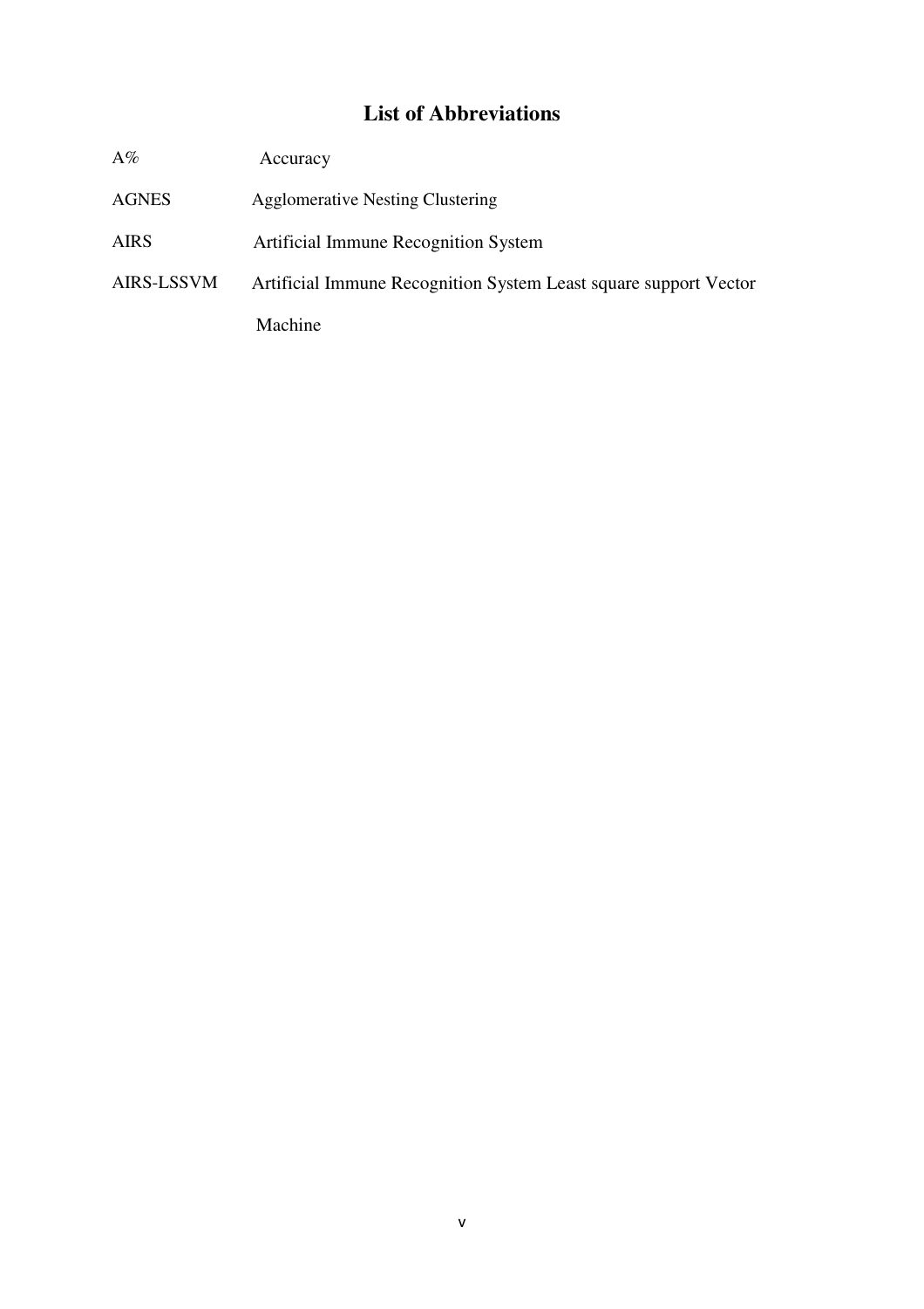# List of Abbreviations

| | |
|---|---|
| A% | Accuracy |
| AGNES | Agglomerative Nesting Clustering |
| AIRS | Artificial Immune Recognition System |
| AIRS-LSSVM | Artificial Immune Recognition System Least square support Vector Machine |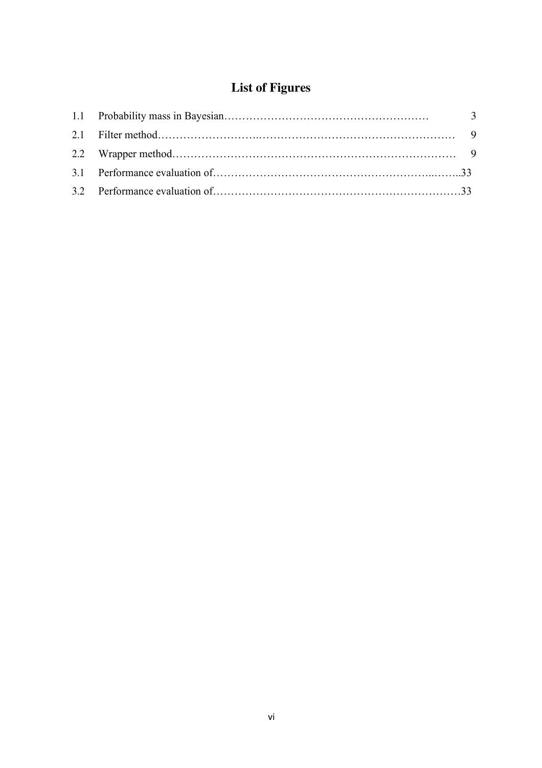# List of Figures

| | | |
|---|---|---|
| 1.1 | Probability mass in Bayesian | 3 |
| 2.1 | Filter method | 9 |
| 2.2 | Wrapper method | 9 |
| 3.1 | Performance evaluation of | 33 |
| 3.2 | Performance evaluation of | 33 |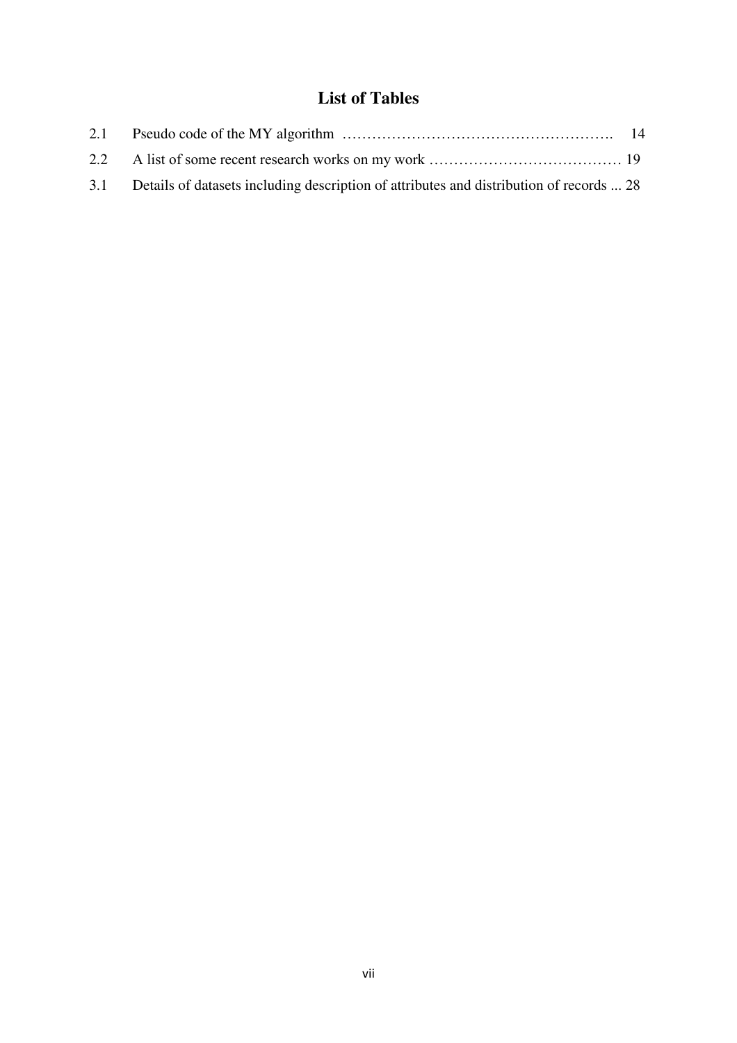# List of Tables

2.1 Pseudo code of the MY algorithm ………………………………………………. 14

2.2 A list of some recent research works on my work ………………………………… 19

3.1 Details of datasets including description of attributes and distribution of records ... 28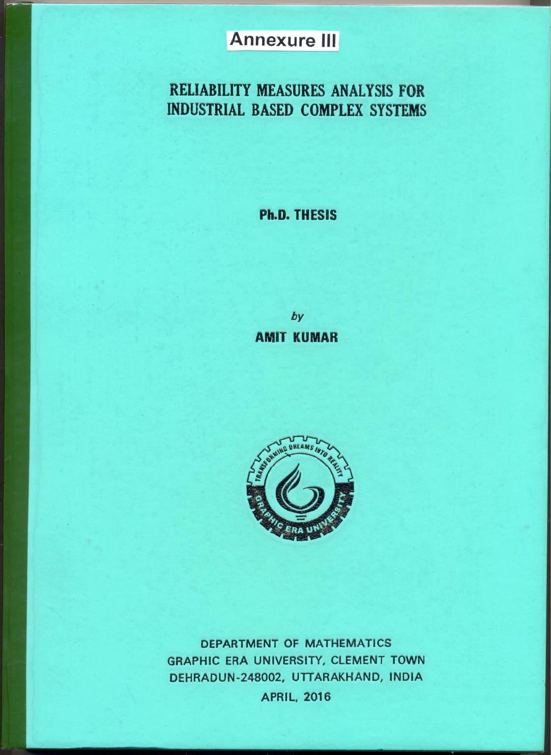**Annexure III**

# RELIABILITY MEASURES ANALYSIS FOR INDUSTRIAL BASED COMPLEX SYSTEMS

**Ph.D. THESIS**

*by*

**AMIT KUMAR**

DEPARTMENT OF MATHEMATICS
GRAPHIC ERA UNIVERSITY, CLEMENT TOWN
DEHRADUN-248002, UTTARAKHAND, INDIA
APRIL, 2016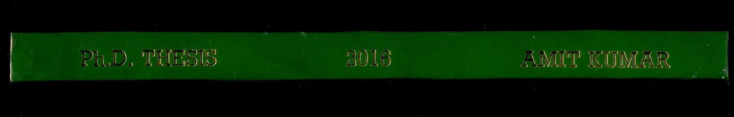Ph.D. THESIS 2016 AMIT KUMAR